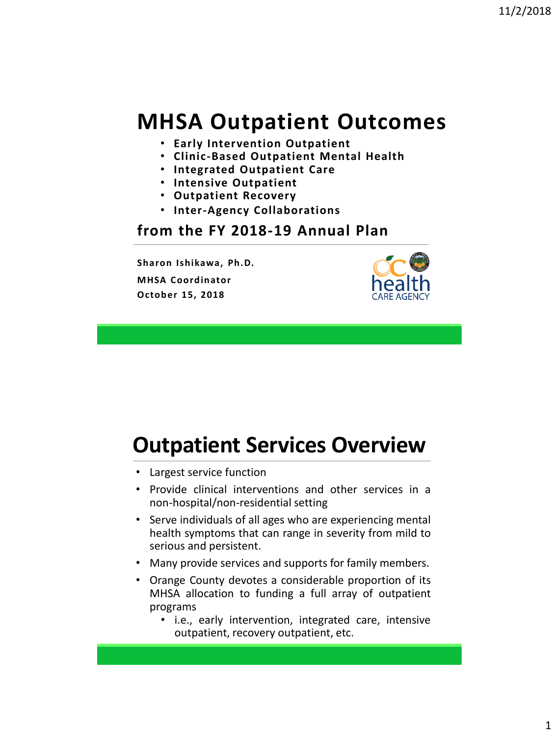# MHSA Outpatient Outcomes

- **Early Intervention Outpatient**
- **Clinic-Based Outpatient Mental Health**
- **Integrated Outpatient Care**
- **Intensive Outpatient**
- **Outpatient Recovery**
- **Inter-Agency Collaborations**

## from the FY 2018-19 Annual Plan

**Sharon Ishikawa, Ph.D.**

**MHSA Coordinator**

**October 15, 2018**

# Outpatient Services Overview

- Largest service function
- Provide clinical interventions and other services in a non-hospital/non-residential setting
- Serve individuals of all ages who are experiencing mental health symptoms that can range in severity from mild to serious and persistent.
- Many provide services and supports for family members.
- Orange County devotes a considerable proportion of its MHSA allocation to funding a full array of outpatient programs
    - i.e., early intervention, integrated care, intensive outpatient, recovery outpatient, etc.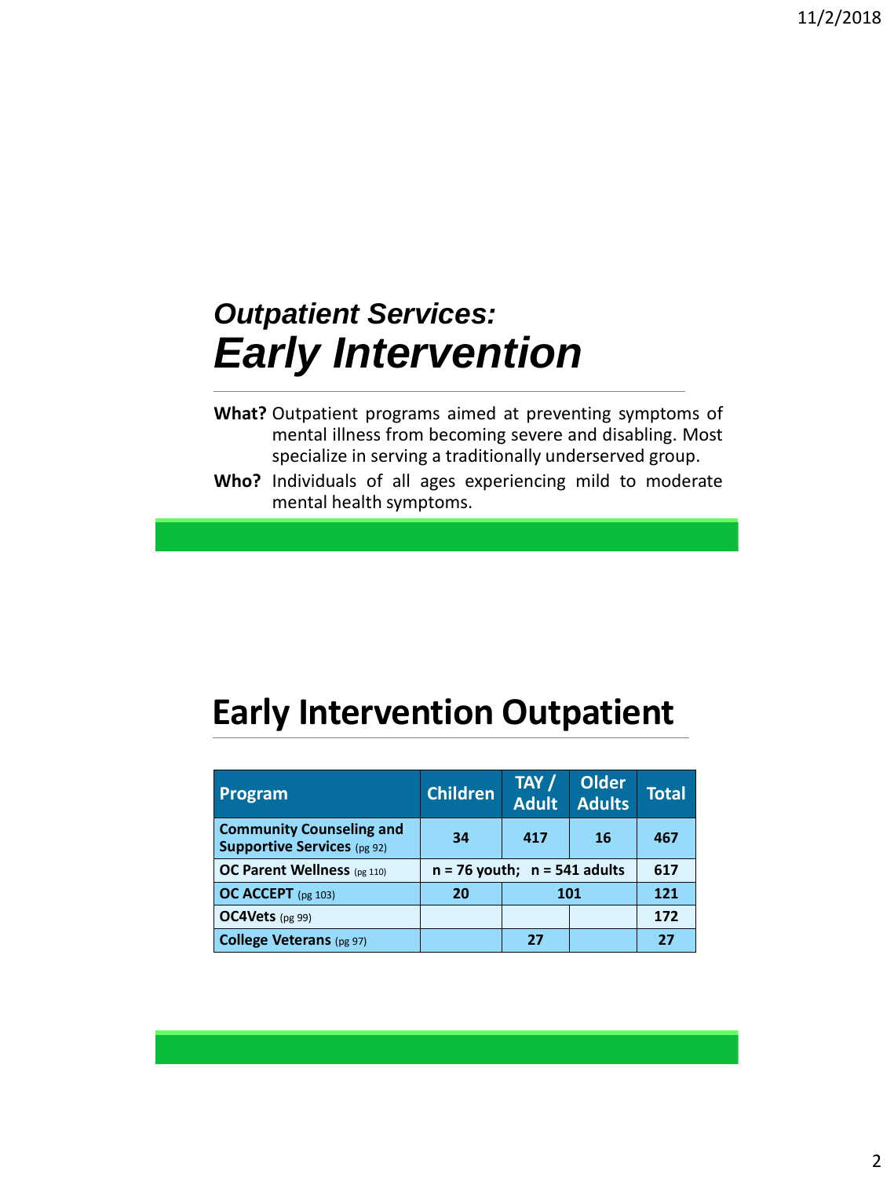## *Outpatient Services:*
# *Early Intervention*

**What?** Outpatient programs aimed at preventing symptoms of mental illness from becoming severe and disabling. Most specialize in serving a traditionally underserved group.

**Who?** Individuals of all ages experiencing mild to moderate mental health symptoms.

# Early Intervention Outpatient

| Program | Children | TAY / Adult | Older Adults | Total |
|---|---|---|---|---|
| **Community Counseling and Supportive Services** (pg 92) | 34 | 417 | 16 | 467 |
| **OC Parent Wellness** (pg 110) | n = 76 youth; n = 541 adults | | | 617 |
| **OC ACCEPT** (pg 103) | 20 | 101 | | 121 |
| **OC4Vets** (pg 99) | | | | 172 |
| **College Veterans** (pg 97) | | 27 | | 27 |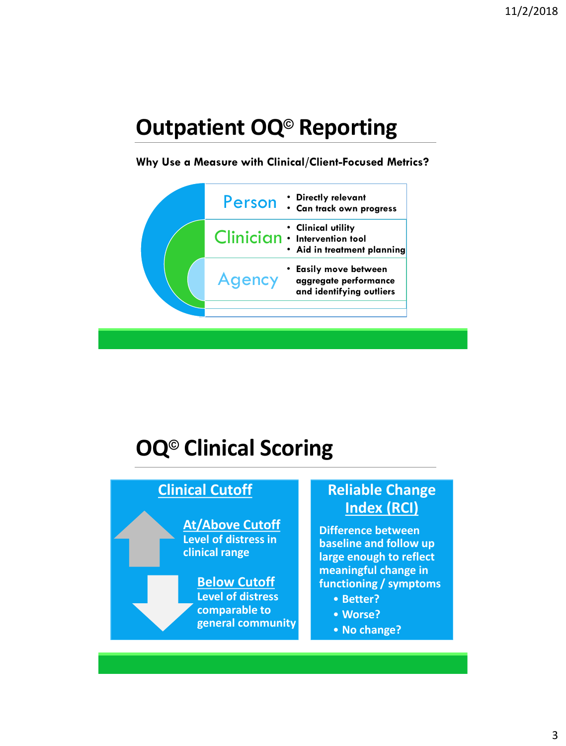# Outpatient OQ© Reporting

**Why Use a Measure with Clinical/Client-Focused Metrics?**

**Person**
- Directly relevant
- Can track own progress

**Clinician**
- Clinical utility
- Intervention tool
- Aid in treatment planning

**Agency**
- Easily move between aggregate performance and identifying outliers

# OQ© Clinical Scoring

## Clinical Cutoff

**At/Above Cutoff**
Level of distress in clinical range

**Below Cutoff**
Level of distress comparable to general community

## Reliable Change Index (RCI)

Difference between baseline and follow up large enough to reflect meaningful change in functioning / symptoms

- Better?
- Worse?
- No change?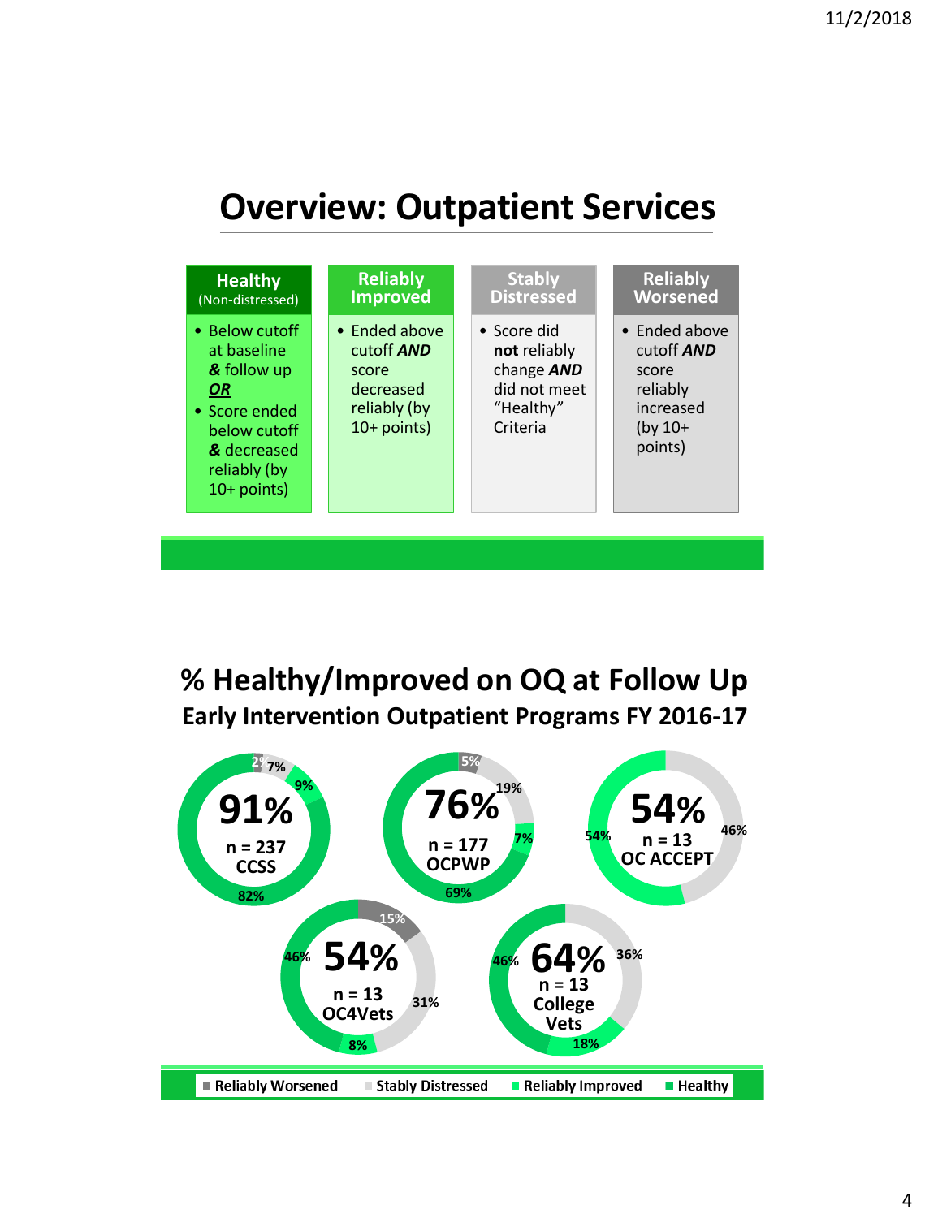# Overview: Outpatient Services

| Healthy (Non-distressed) | Reliably Improved | Stably Distressed | Reliably Worsened |
|---|---|---|---|
| • Below cutoff at baseline **&** follow up ***OR*** • Score ended below cutoff **&** decreased reliably (by 10+ points) | • Ended above cutoff ***AND*** score decreased reliably (by 10+ points) | • Score did **not** reliably change ***AND*** did not meet "Healthy" Criteria | • Ended above cutoff ***AND*** score reliably increased (by 10+ points) |

# % Healthy/Improved on OQ at Follow Up

## Early Intervention Outpatient Programs FY 2016-17

| Program | n | % Healthy/Improved | Reliably Worsened | Stably Distressed | Reliably Improved | Healthy |
|---|---|---|---|---|---|---|
| CCSS | 237 | 91% | 2% | 7% | 9% | 82% |
| OCPWP | 177 | 76% | 5% | 19% | 7% | 69% |
| OC ACCEPT | 13 | 54% | | 46% | 54% | |
| OC4Vets | 13 | 54% | 15% | 31% | 8% | 46% |
| College Vets | 13 | 64% | | 36% | 18% | 46% |

■ Reliably Worsened ■ Stably Distressed ■ Reliably Improved ■ Healthy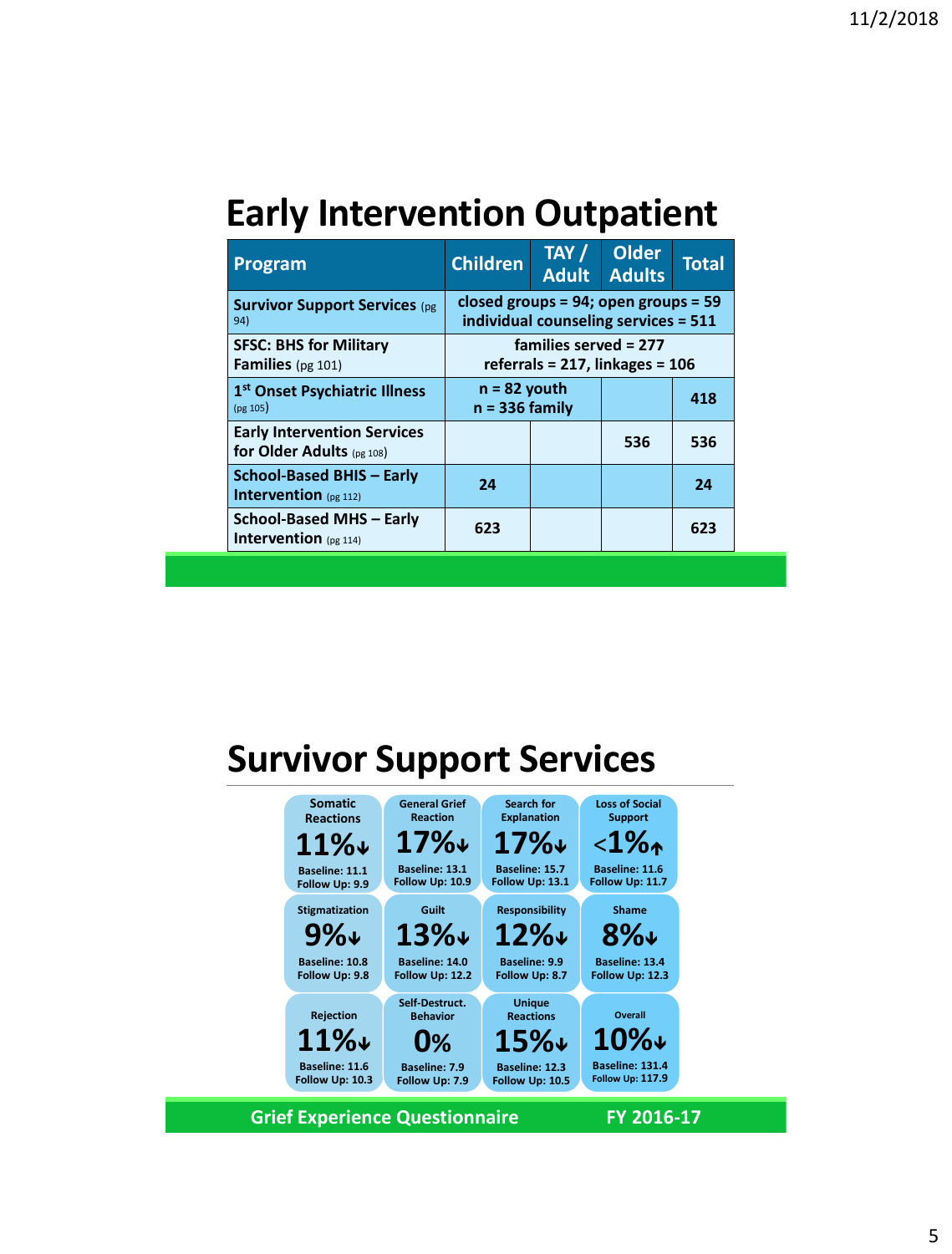# Early Intervention Outpatient

| Program | Children | TAY / Adult | Older Adults | Total |
|---|---|---|---|---|
| Survivor Support Services (pg 94) | closed groups = 94; open groups = 59 individual counseling services = 511 | | | |
| SFSC: BHS for Military Families (pg 101) | families served = 277 referrals = 217, linkages = 106 | | | |
| 1st Onset Psychiatric Illness (pg 105) | n = 82 youth n = 336 family | | | 418 |
| Early Intervention Services for Older Adults (pg 108) | | | 536 | 536 |
| School-Based BHIS – Early Intervention (pg 112) | 24 | | | 24 |
| School-Based MHS – Early Intervention (pg 114) | 623 | | | 623 |

# Survivor Support Services

| Somatic Reactions | General Grief Reaction | Search for Explanation | Loss of Social Support |
|---|---|---|---|
| 11%↓ | 17%↓ | 17%↓ | <1%↑ |
| Baseline: 11.1 Follow Up: 9.9 | Baseline: 13.1 Follow Up: 10.9 | Baseline: 15.7 Follow Up: 13.1 | Baseline: 11.6 Follow Up: 11.7 |
| **Stigmatization** | **Guilt** | **Responsibility** | **Shame** |
| 9%↓ | 13%↓ | 12%↓ | 8%↓ |
| Baseline: 10.8 Follow Up: 9.8 | Baseline: 14.0 Follow Up: 12.2 | Baseline: 9.9 Follow Up: 8.7 | Baseline: 13.4 Follow Up: 12.3 |
| **Rejection** | **Self-Destruct. Behavior** | **Unique Reactions** | **Overall** |
| 11%↓ | 0% | 15%↓ | 10%↓ |
| Baseline: 11.6 Follow Up: 10.3 | Baseline: 7.9 Follow Up: 7.9 | Baseline: 12.3 Follow Up: 10.5 | Baseline: 131.4 Follow Up: 117.9 |

Grief Experience Questionnaire FY 2016-17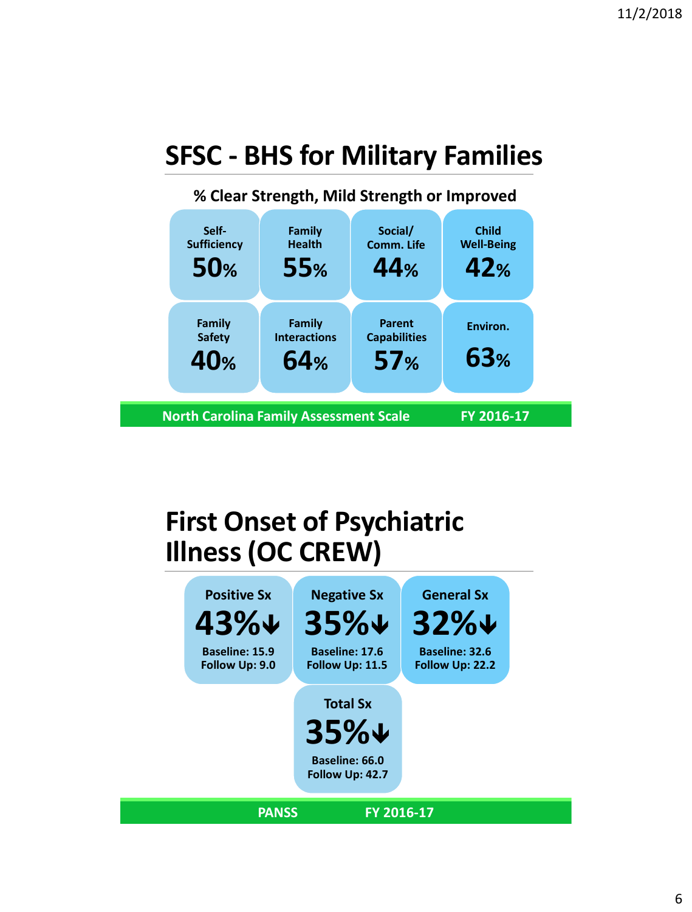## SFSC - BHS for Military Families

**% Clear Strength, Mild Strength or Improved**

| Self-Sufficiency | Family Health | Social/ Comm. Life | Child Well-Being |
|---|---|---|---|
| **50%** | **55%** | **44%** | **42%** |

| Family Safety | Family Interactions | Parent Capabilities | Environ. |
|---|---|---|---|
| **40%** | **64%** | **57%** | **63%** |

**North Carolina Family Assessment Scale** **FY 2016-17**

## First Onset of Psychiatric Illness (OC CREW)

| Positive Sx | Negative Sx | General Sx |
|---|---|---|
| **43%↓** | **35%↓** | **32%↓** |
| Baseline: 15.9 | Baseline: 17.6 | Baseline: 32.6 |
| Follow Up: 9.0 | Follow Up: 11.5 | Follow Up: 22.2 |

| Total Sx |
|---|
| **35%↓** |
| Baseline: 66.0 |
| Follow Up: 42.7 |

**PANSS** **FY 2016-17**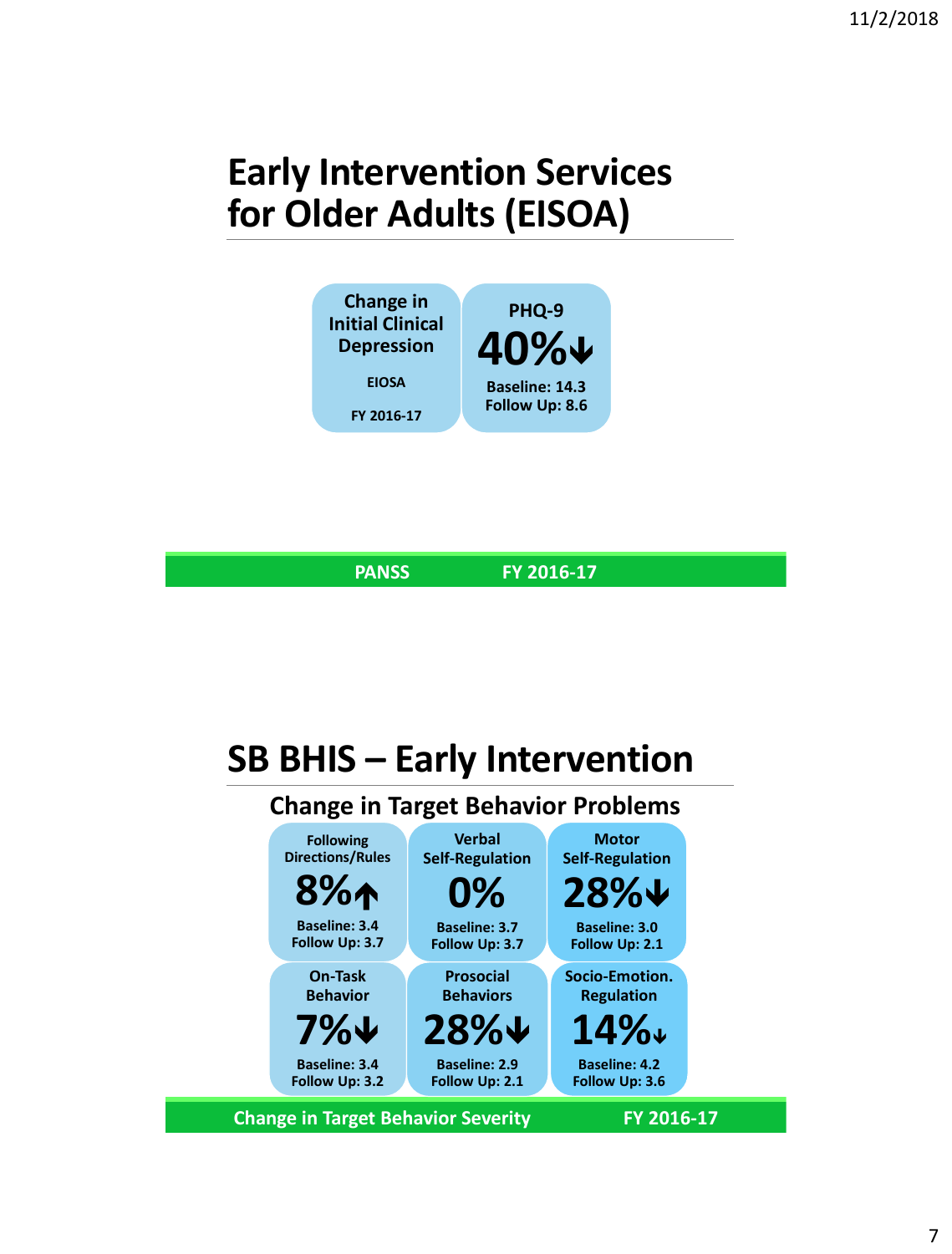# Early Intervention Services for Older Adults (EISOA)

| Change in Initial Clinical Depression<br>EIOSA<br>FY 2016-17 | PHQ-9<br>**40%↓**<br>Baseline: 14.3<br>Follow Up: 8.6 |
|---|---|

**PANSS** **FY 2016-17**

# SB BHIS – Early Intervention

## Change in Target Behavior Problems

| Following Directions/Rules | Verbal Self-Regulation | Motor Self-Regulation |
|---|---|---|
| **8%↑** | **0%** | **28%↓** |
| Baseline: 3.4<br>Follow Up: 3.7 | Baseline: 3.7<br>Follow Up: 3.7 | Baseline: 3.0<br>Follow Up: 2.1 |
| **On-Task Behavior** | **Prosocial Behaviors** | **Socio-Emotion. Regulation** |
| **7%↓** | **28%↓** | **14%↓** |
| Baseline: 3.4<br>Follow Up: 3.2 | Baseline: 2.9<br>Follow Up: 2.1 | Baseline: 4.2<br>Follow Up: 3.6 |

**Change in Target Behavior Severity** **FY 2016-17**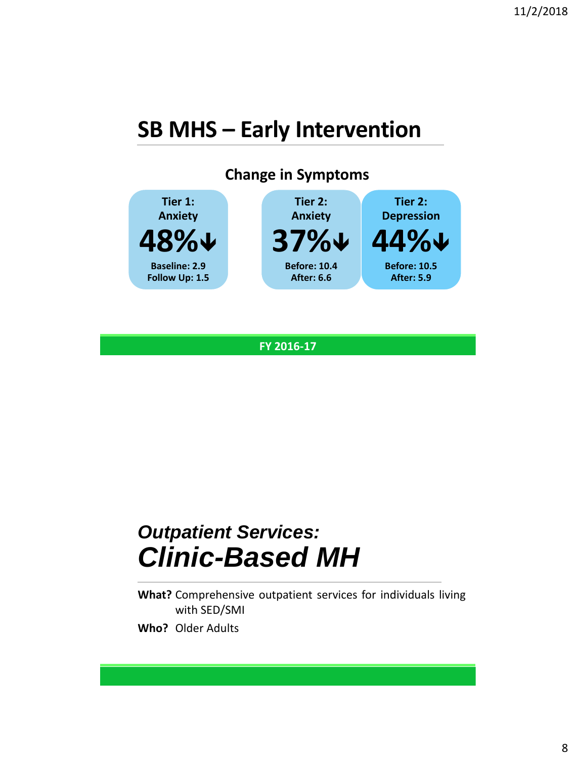# SB MHS – Early Intervention

## Change in Symptoms

| Tier 1: Anxiety | Tier 2: Anxiety | Tier 2: Depression |
|---|---|---|
| **48%↓** | **37%↓** | **44%↓** |
| Baseline: 2.9 | Before: 10.4 | Before: 10.5 |
| Follow Up: 1.5 | After: 6.6 | After: 5.9 |

**FY 2016-17**

# *Outpatient Services: Clinic-Based MH*

**What?** Comprehensive outpatient services for individuals living with SED/SMI

**Who?** Older Adults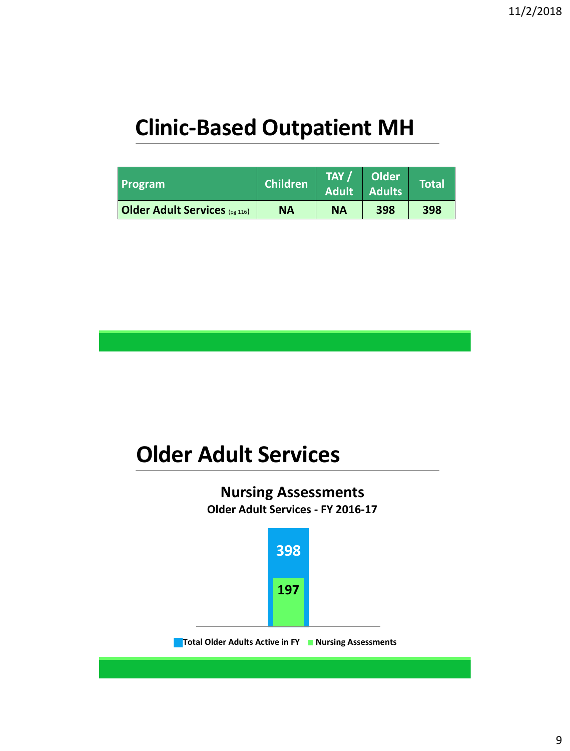# Clinic-Based Outpatient MH

| Program | Children | TAY / Adult | Older Adults | Total |
|---|---|---|---|---|
| **Older Adult Services** (pg 116) | **NA** | **NA** | **398** | **398** |

# Older Adult Services

**Nursing Assessments**
**Older Adult Services - FY 2016-17**

398

197

Total Older Adults Active in FY    Nursing Assessments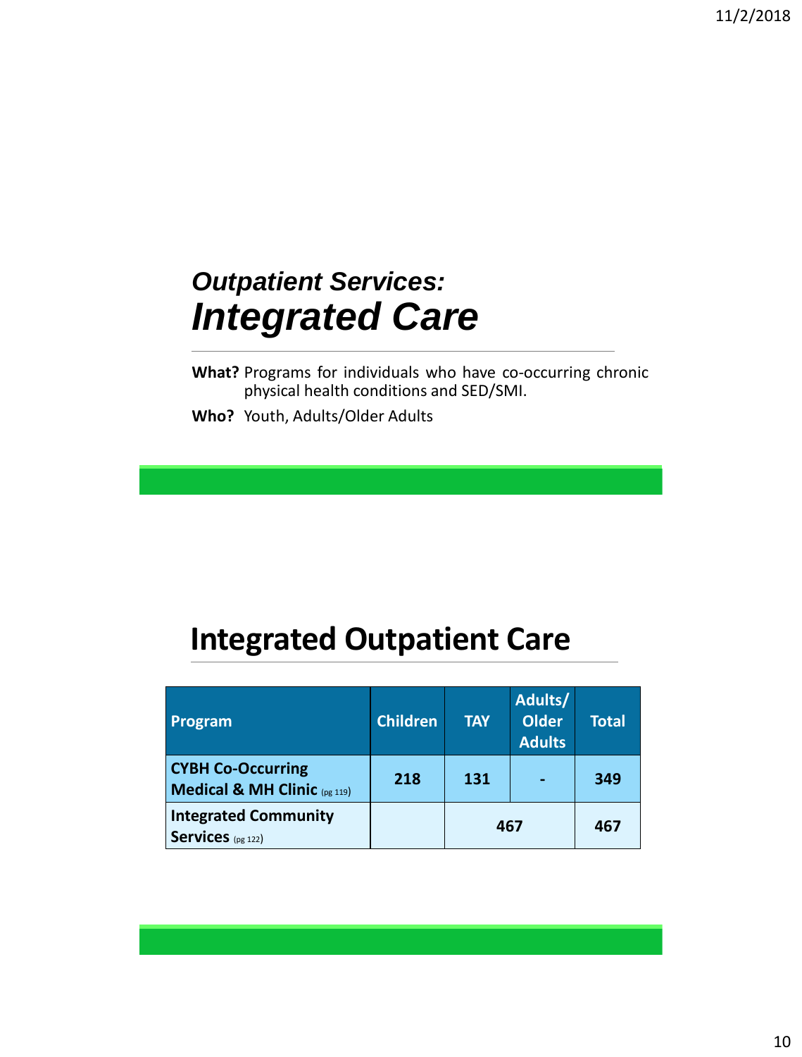*Outpatient Services:*
# *Integrated Care*

**What?** Programs for individuals who have co-occurring chronic physical health conditions and SED/SMI.

**Who?** Youth, Adults/Older Adults

## Integrated Outpatient Care

| Program | Children | TAY | Adults/ Older Adults | Total |
|---|---|---|---|---|
| **CYBH Co-Occurring Medical & MH Clinic** (pg 119) | **218** | **131** | **-** | **349** |
| **Integrated Community Services** (pg 122) | | **467** | | **467** |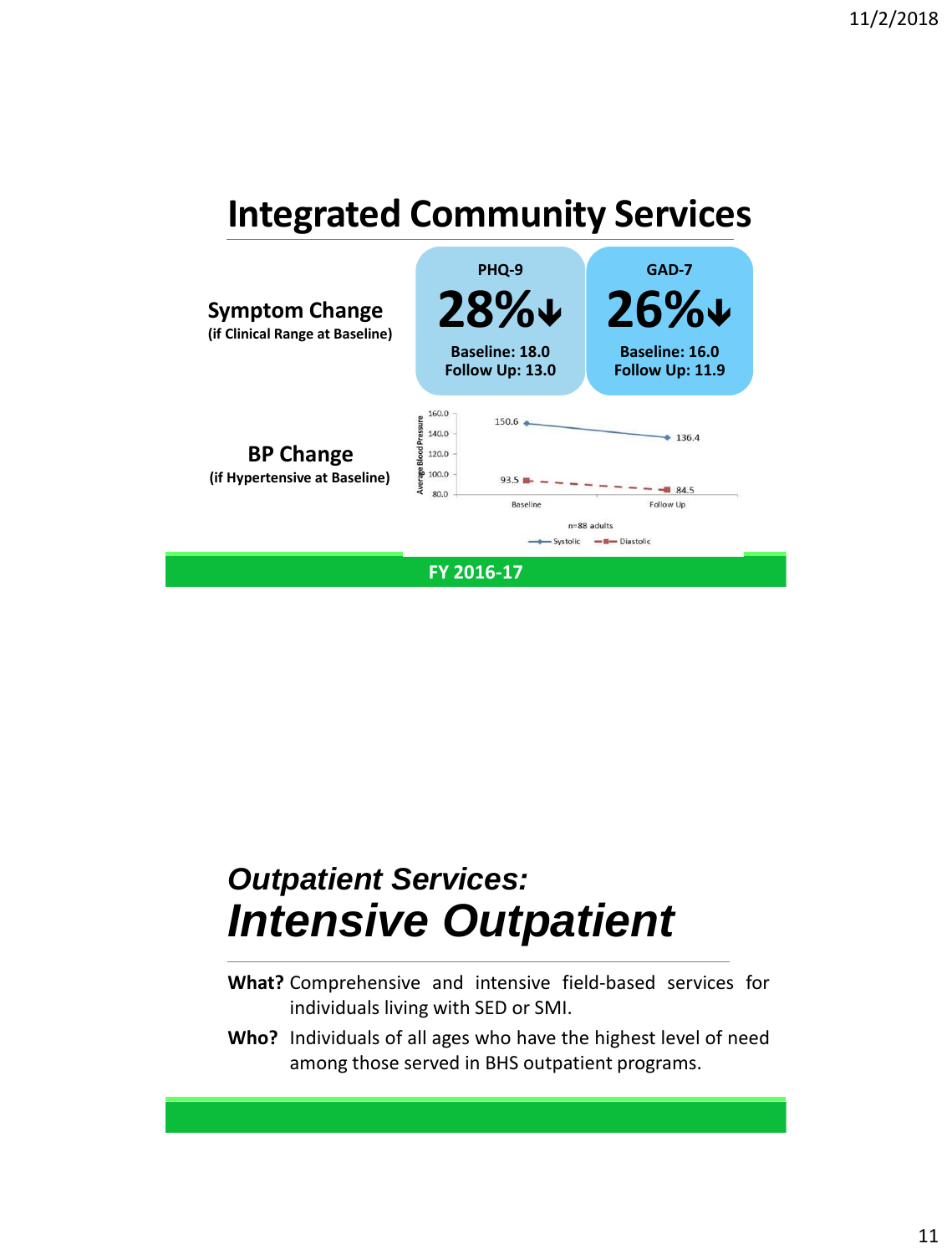# Integrated Community Services

**Symptom Change**
**(if Clinical Range at Baseline)**

| PHQ-9 | GAD-7 |
|---|---|
| **28%↓** | **26%↓** |
| Baseline: 18.0 | Baseline: 16.0 |
| Follow Up: 13.0 | Follow Up: 11.9 |

**BP Change**
**(if Hypertensive at Baseline)**

| Average Blood Pressure | Baseline | Follow Up |
|---|---|---|
| Systolic | 150.6 | 136.4 |
| Diastolic | 93.5 | 84.5 |

n=88 adults

**FY 2016-17**

# *Outpatient Services:*
# *Intensive Outpatient*

**What?** Comprehensive and intensive field-based services for individuals living with SED or SMI.

**Who?** Individuals of all ages who have the highest level of need among those served in BHS outpatient programs.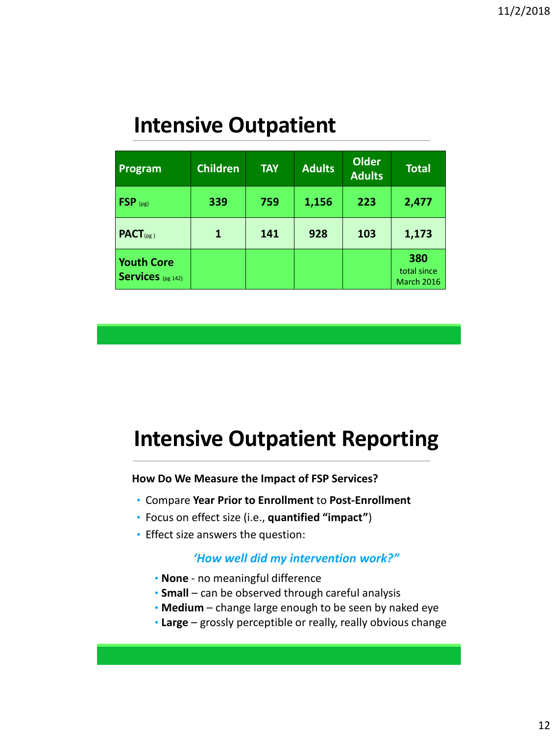# Intensive Outpatient

| Program | Children | TAY | Adults | Older Adults | Total |
|---|---|---|---|---|---|
| **FSP** (pg) | **339** | **759** | **1,156** | **223** | **2,477** |
| **PACT** (pg ) | **1** | **141** | **928** | **103** | **1,173** |
| **Youth Core Services** (pg 142) | | | | | **380** total since March 2016 |

# Intensive Outpatient Reporting

**How Do We Measure the Impact of FSP Services?**

- Compare **Year Prior to Enrollment** to **Post-Enrollment**
- Focus on effect size (i.e., **quantified "impact"**)
- Effect size answers the question:

***'How well did my intervention work?"***

- **None** - no meaningful difference
- **Small** – can be observed through careful analysis
- **Medium** – change large enough to be seen by naked eye
- **Large** – grossly perceptible or really, really obvious change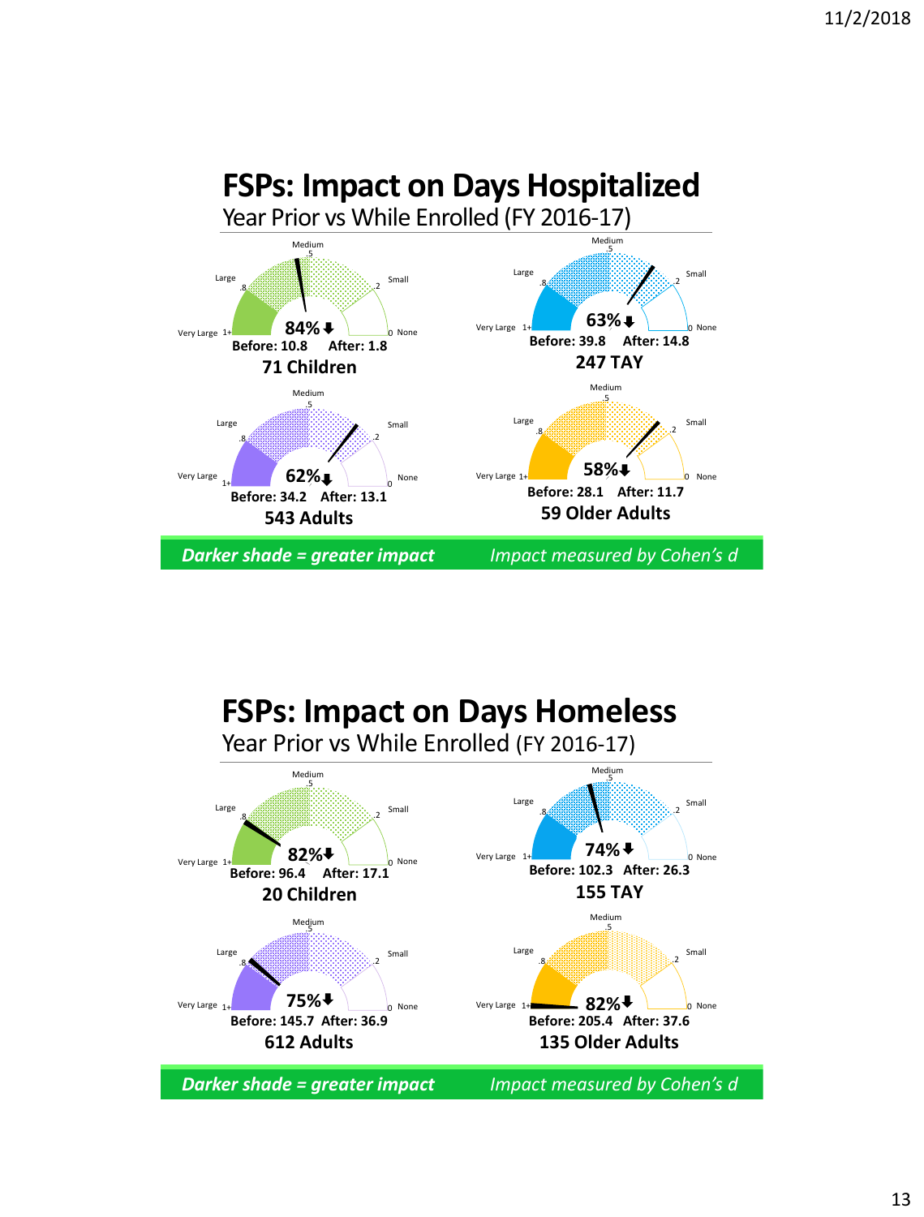# FSPs: Impact on Days Hospitalized

Year Prior vs While Enrolled (FY 2016-17)

**71 Children**
84% ⬇
Before: 10.8 After: 1.8

**247 TAY**
63% ⬇
Before: 39.8 After: 14.8

**543 Adults**
62% ⬇
Before: 34.2 After: 13.1

**59 Older Adults**
58% ⬇
Before: 28.1 After: 11.7

Gauge scale: None (0), Small (.2), Medium (.5), Large (.8), Very Large (1+)

***Darker shade = greater impact*** *Impact measured by Cohen's d*

# FSPs: Impact on Days Homeless

Year Prior vs While Enrolled (FY 2016-17)

**20 Children**
82% ⬇
Before: 96.4 After: 17.1

**155 TAY**
74% ⬇
Before: 102.3 After: 26.3

**612 Adults**
75% ⬇
Before: 145.7 After: 36.9

**135 Older Adults**
82% ⬇
Before: 205.4 After: 37.6

Gauge scale: None (0), Small (.2), Medium (.5), Large (.8), Very Large (1+)

***Darker shade = greater impact*** *Impact measured by Cohen's d*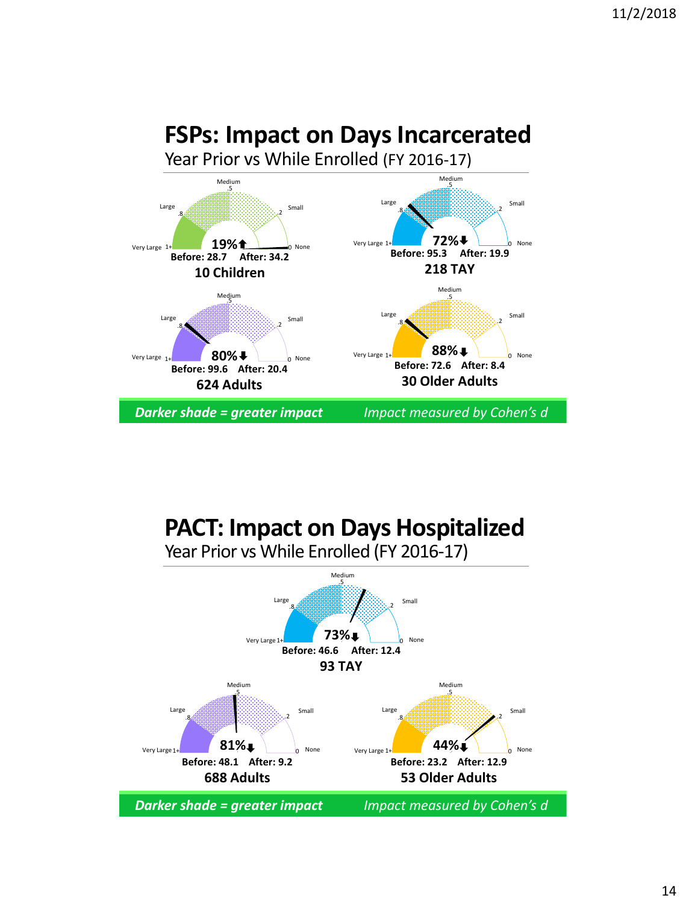# FSPs: Impact on Days Incarcerated

Year Prior vs While Enrolled (FY 2016-17)

**19%⬆**
**Before: 28.7 After: 34.2**
**10 Children**

**72%⬇**
**Before: 95.3 After: 19.9**
**218 TAY**

**80%⬇**
**Before: 99.6 After: 20.4**
**624 Adults**

**88%⬇**
**Before: 72.6 After: 8.4**
**30 Older Adults**

***Darker shade = greater impact*** *Impact measured by Cohen's d*

# PACT: Impact on Days Hospitalized

Year Prior vs While Enrolled (FY 2016-17)

**73%⬇**
**Before: 46.6 After: 12.4**
**93 TAY**

**81%⬇**
**Before: 48.1 After: 9.2**
**688 Adults**

**44%⬇**
**Before: 23.2 After: 12.9**
**53 Older Adults**

***Darker shade = greater impact*** *Impact measured by Cohen's d*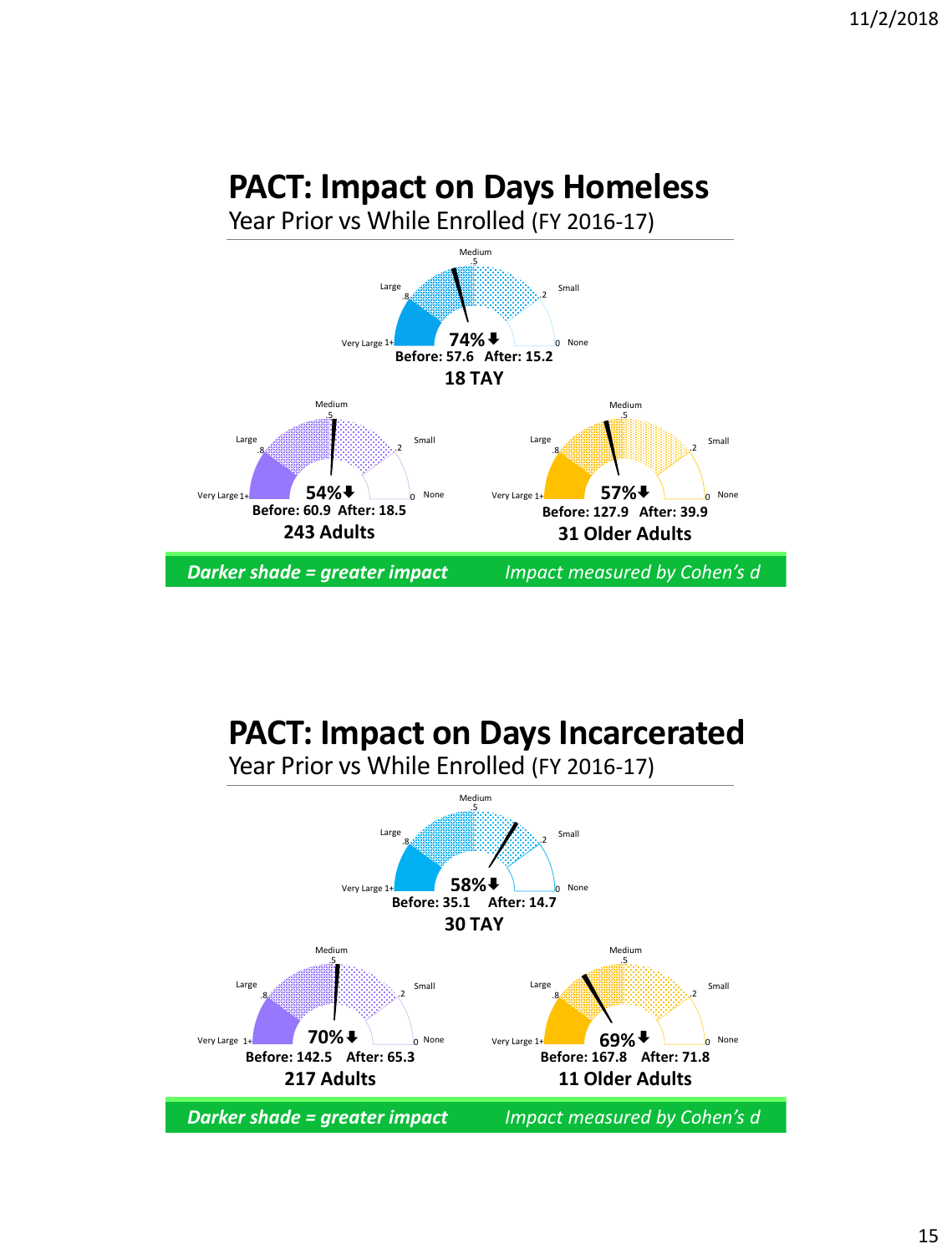# PACT: Impact on Days Homeless

Year Prior vs While Enrolled (FY 2016-17)

Medium .5 | Large .8 | Small .2 | Very Large 1+ | 0 None

**74%⬇**
**Before: 57.6 After: 15.2**
**18 TAY**

Medium .5 | Large .8 | Small .2 | Very Large 1+ | 0 None

**54%⬇**
**Before: 60.9 After: 18.5**
**243 Adults**

Medium .5 | Large .8 | Small .2 | Very Large 1+ | 0 None

**57%⬇**
**Before: 127.9 After: 39.9**
**31 Older Adults**

***Darker shade = greater impact*** *Impact measured by Cohen's d*

# PACT: Impact on Days Incarcerated

Year Prior vs While Enrolled (FY 2016-17)

Medium .5 | Large .8 | Small .2 | Very Large 1+ | 0 None

**58%⬇**
**Before: 35.1 After: 14.7**
**30 TAY**

Medium .5 | Large .8 | Small .2 | Very Large 1+ | 0 None

**70%⬇**
**Before: 142.5 After: 65.3**
**217 Adults**

Medium .5 | Large .8 | Small .2 | Very Large 1+ | 0 None

**69%⬇**
**Before: 167.8 After: 71.8**
**11 Older Adults**

***Darker shade = greater impact*** *Impact measured by Cohen's d*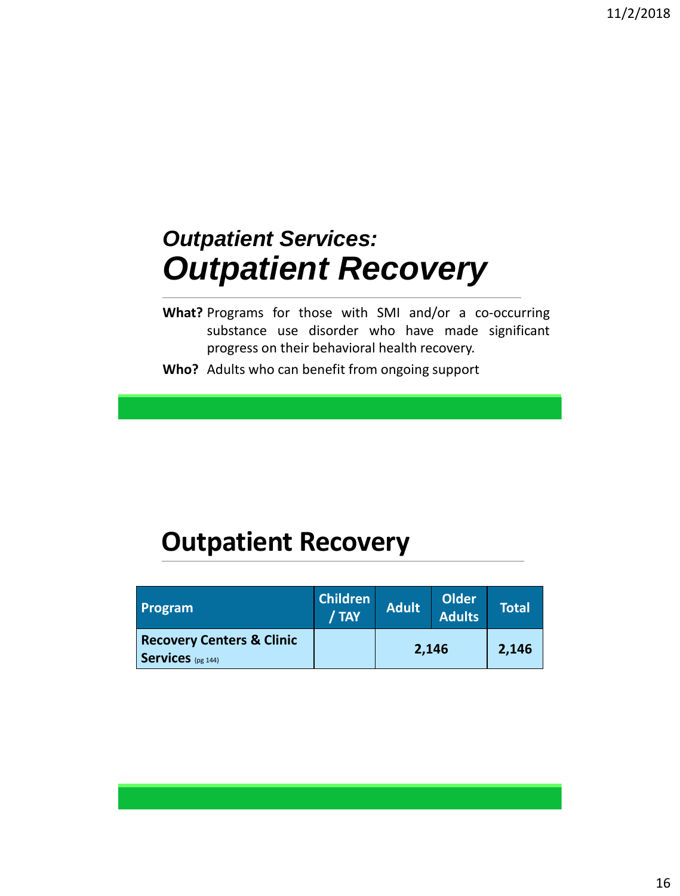## *Outpatient Services:*
# *Outpatient Recovery*

**What?** Programs for those with SMI and/or a co-occurring substance use disorder who have made significant progress on their behavioral health recovery.

**Who?** Adults who can benefit from ongoing support

# Outpatient Recovery

| Program | Children / TAY | Adult | Older Adults | Total |
|---|---|---|---|---|
| **Recovery Centers & Clinic Services** (pg 144) | | **2,146** | | **2,146** |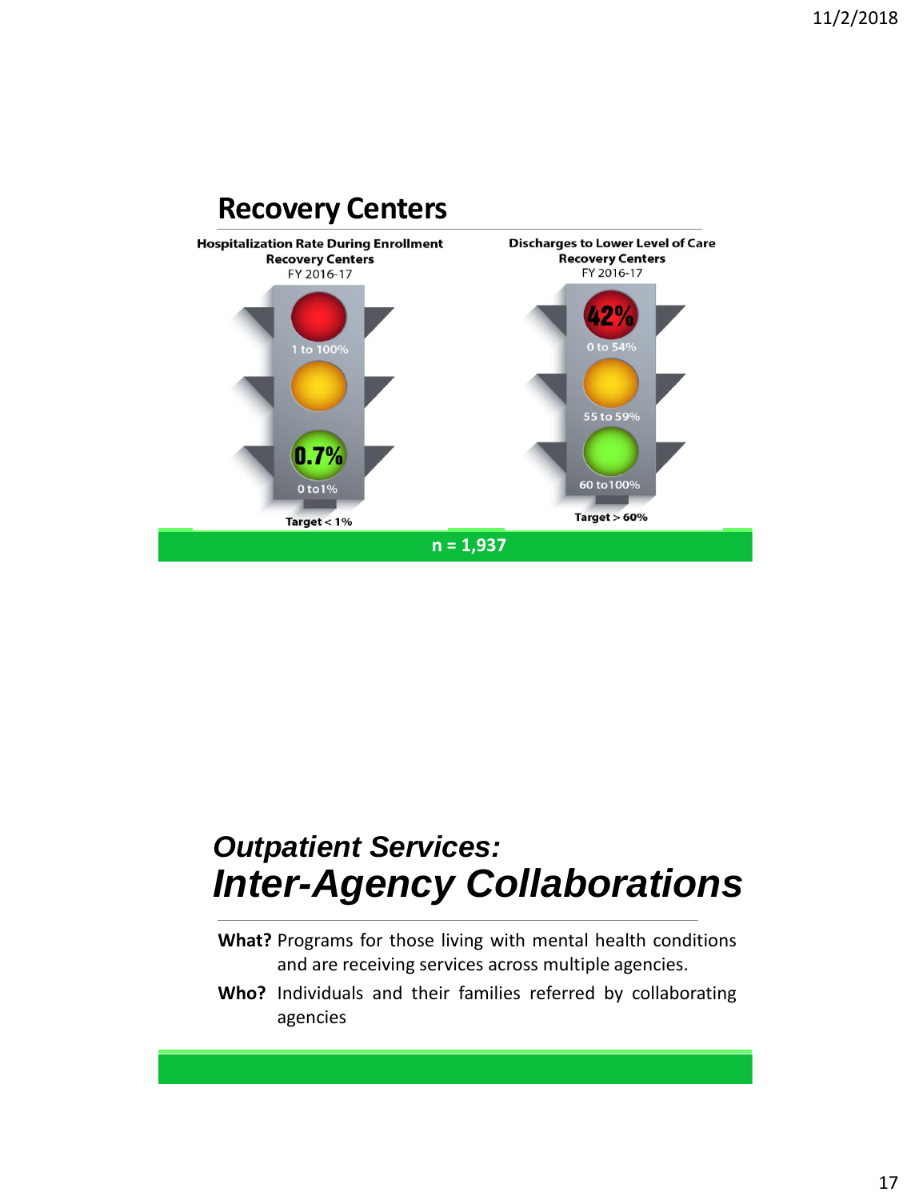## Recovery Centers

**Hospitalization Rate During Enrollment**
**Recovery Centers**
FY 2016-17

1 to 100%

0.7%

0 to1%

**Target < 1%**

**Discharges to Lower Level of Care**
**Recovery Centers**
FY 2016-17

42%

0 to 54%

55 to 59%

60 to100%

**Target > 60%**

**n = 1,937**

## *Outpatient Services:*
## *Inter-Agency Collaborations*

**What?** Programs for those living with mental health conditions and are receiving services across multiple agencies.

**Who?** Individuals and their families referred by collaborating agencies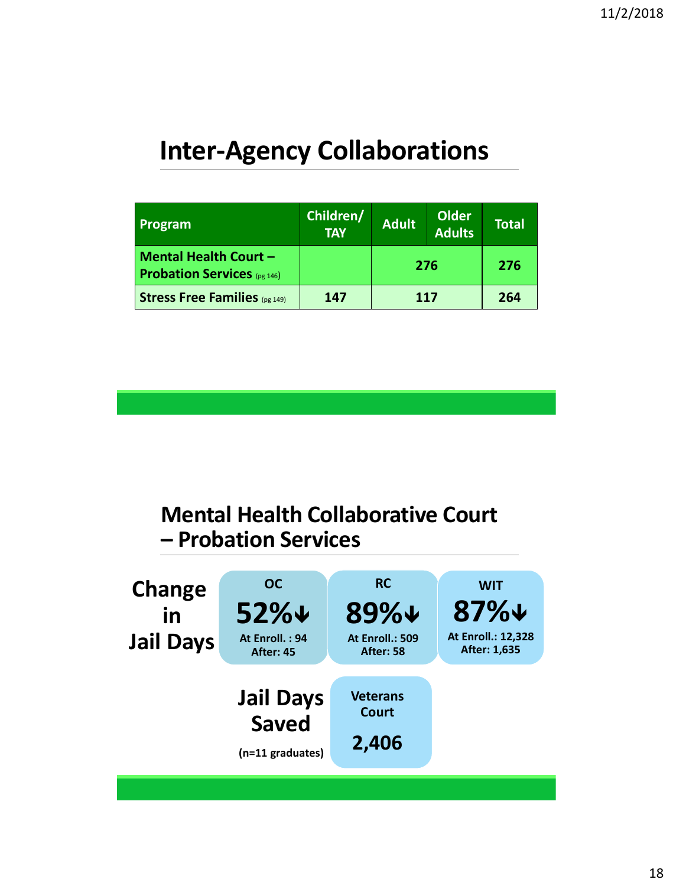# Inter-Agency Collaborations

| Program | Children/ TAY | Adult | Older Adults | Total |
|---|---|---|---|---|
| **Mental Health Court – Probation Services** (pg 146) | | 276 | | 276 |
| **Stress Free Families** (pg 149) | 147 | 117 | | 264 |

# Mental Health Collaborative Court – Probation Services

**Change in Jail Days**

| OC | RC | WIT |
|---|---|---|
| 52%↓ | 89%↓ | 87%↓ |
| At Enroll. : 94 After: 45 | At Enroll.: 509 After: 58 | At Enroll.: 12,328 After: 1,635 |

**Jail Days Saved**

(n=11 graduates)

| Veterans Court |
|---|
| 2,406 |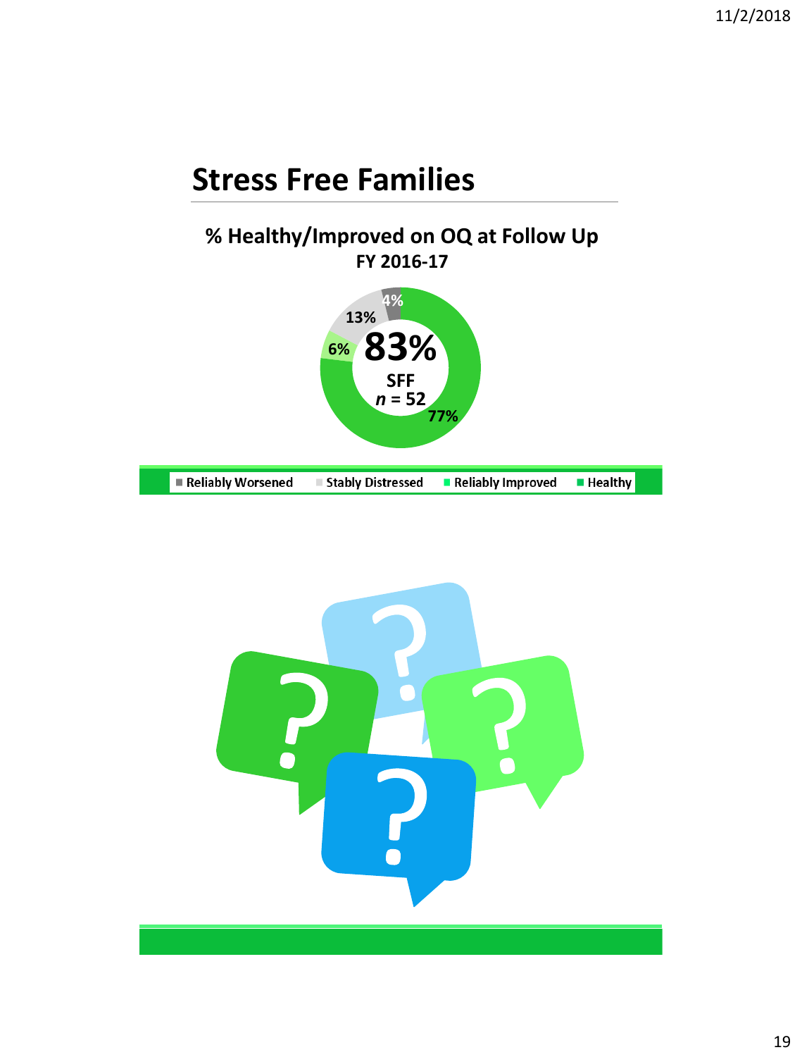## Stress Free Families

**% Healthy/Improved on OQ at Follow Up**
**FY 2016-17**

83%
SFF
*n* = 52

4% · 13% · 6% · 77%

Reliably Worsened · Stably Distressed · Reliably Improved · Healthy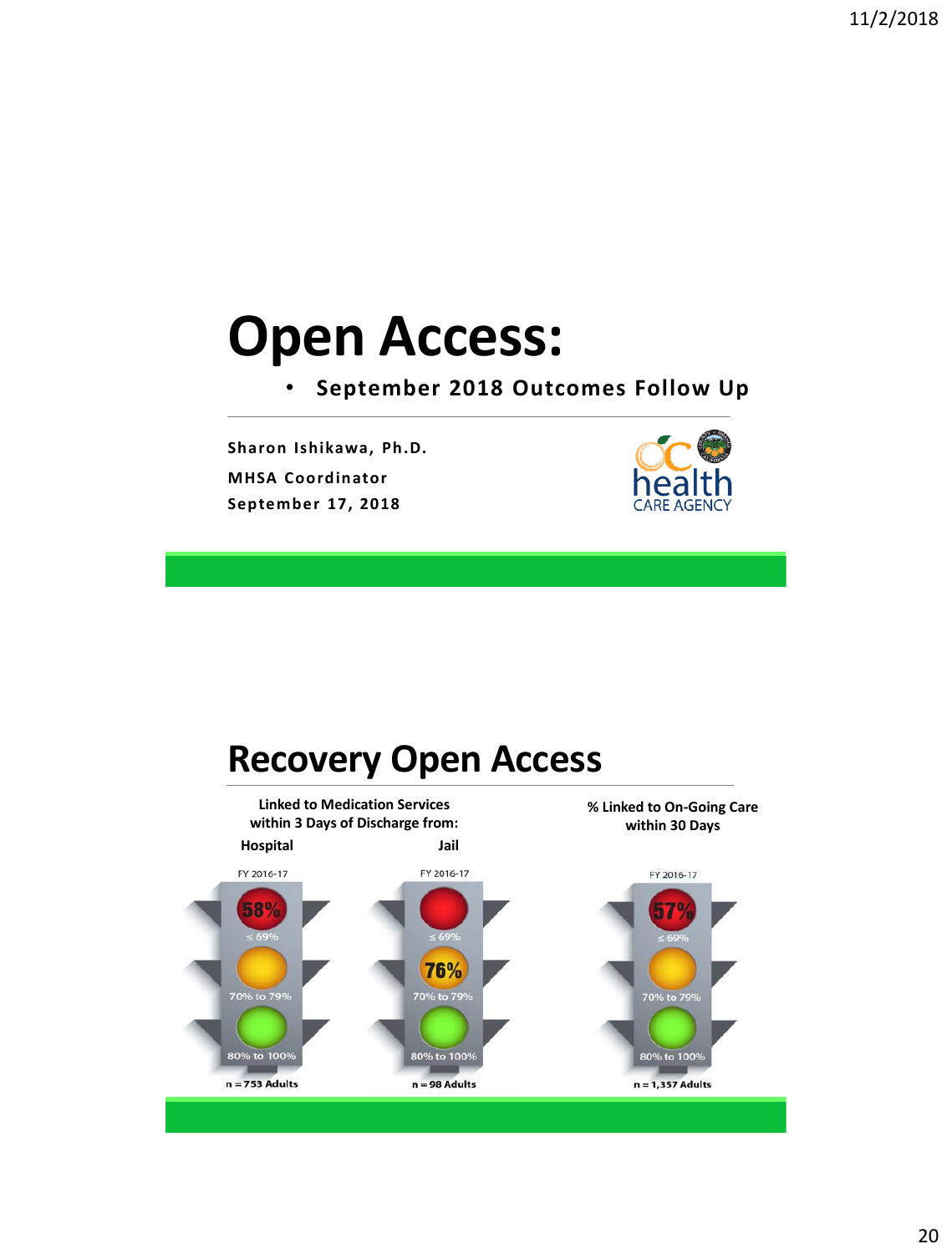# Open Access:

- **September 2018 Outcomes Follow Up**

**Sharon Ishikawa, Ph.D.**

**MHSA Coordinator**

**September 17, 2018**

# Recovery Open Access

**Linked to Medication Services within 3 Days of Discharge from:**

**Hospital**

FY 2016-17

58%

≤ 69%

70% to 79%

80% to 100%

n = 753 Adults

**Jail**

FY 2016-17

≤ 69%

76%

70% to 79%

80% to 100%

n = 98 Adults

**% Linked to On-Going Care within 30 Days**

FY 2016-17

57%

≤ 69%

70% to 79%

80% to 100%

n = 1,357 Adults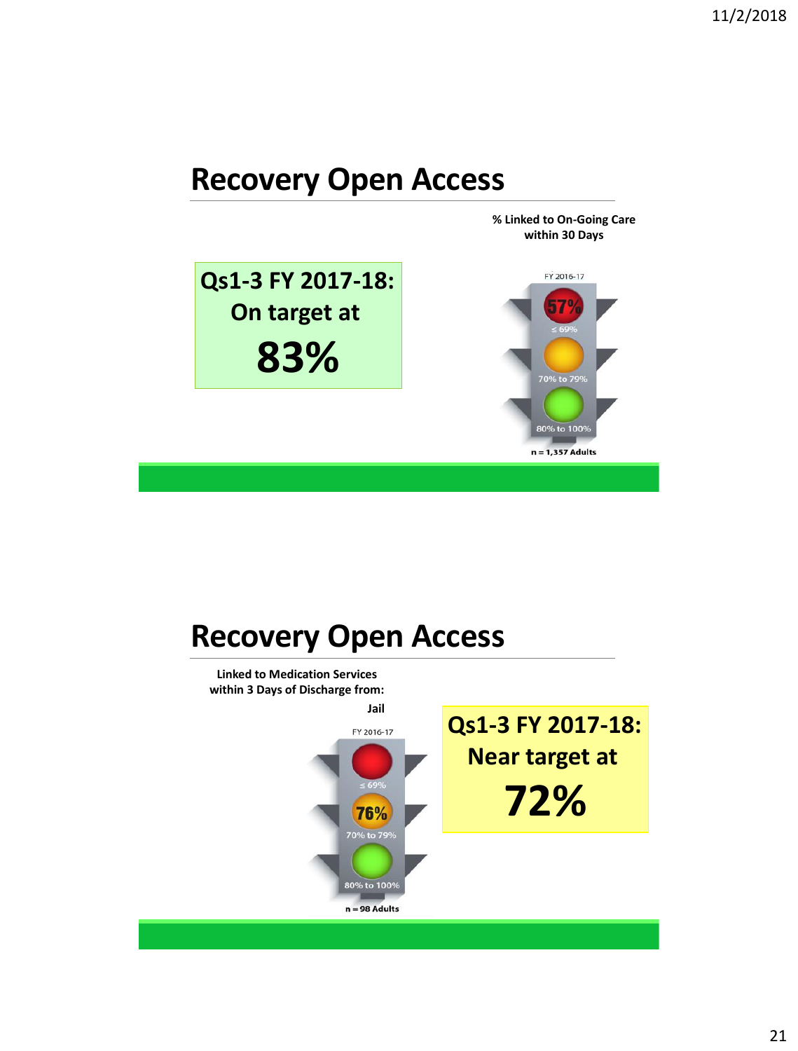## Recovery Open Access

**% Linked to On-Going Care within 30 Days**

**Qs1-3 FY 2017-18: On target at**

**83%**

FY 2016-17

57%

≤ 69%

70% to 79%

80% to 100%

n = 1,357 Adults

## Recovery Open Access

**Linked to Medication Services within 3 Days of Discharge from:**

**Jail**

FY 2016-17

≤ 69%

76%

70% to 79%

80% to 100%

n = 98 Adults

**Qs1-3 FY 2017-18: Near target at**

**72%**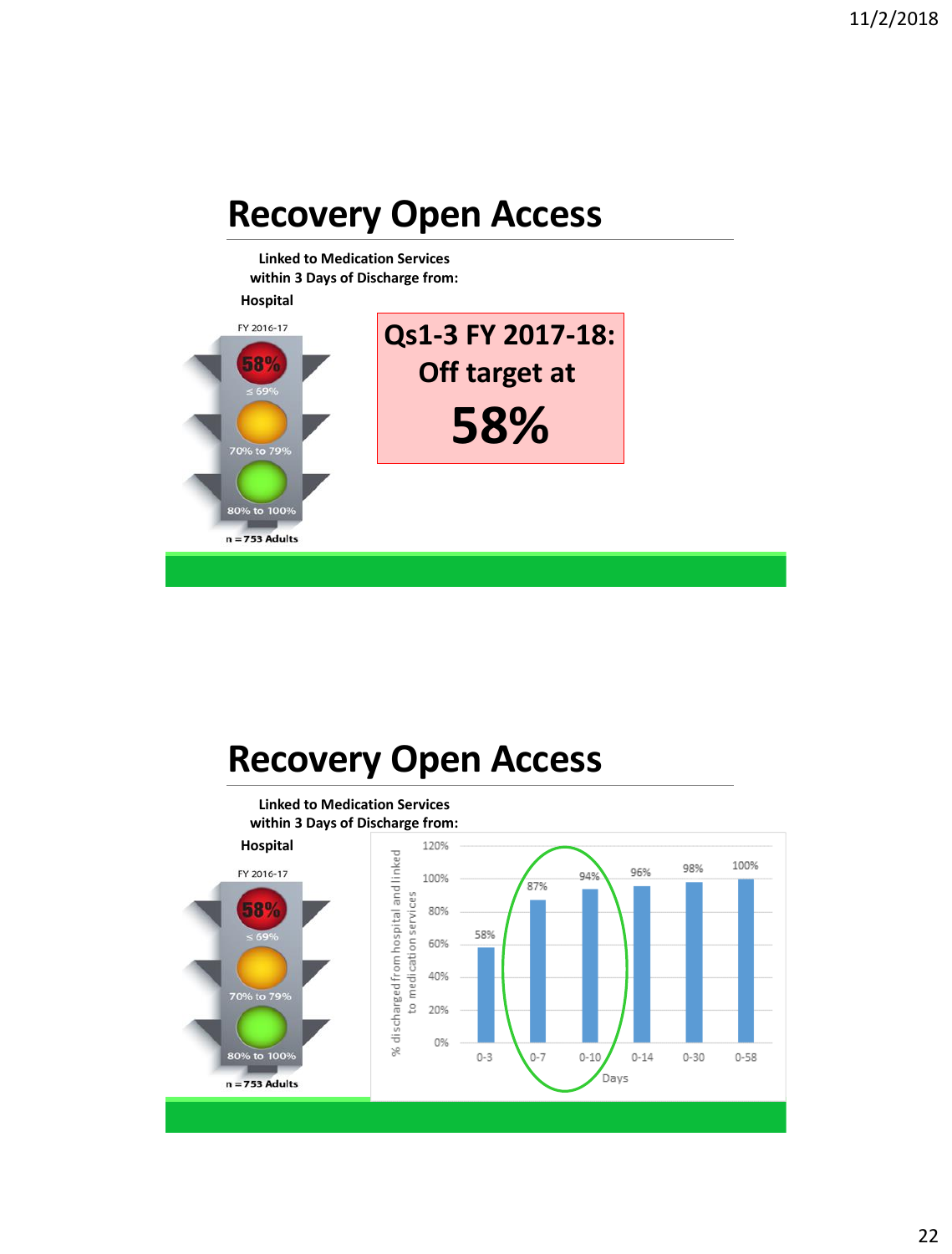# Recovery Open Access

**Linked to Medication Services within 3 Days of Discharge from:**

**Hospital**

FY 2016-17

58%

≤ 69%

70% to 79%

80% to 100%

n = 753 Adults

**Qs1-3 FY 2017-18: Off target at**

**58%**

# Recovery Open Access

**Linked to Medication Services within 3 Days of Discharge from:**

**Hospital**

FY 2016-17

58%

≤ 69%

70% to 79%

80% to 100%

n = 753 Adults

% discharged from hospital and linked to medication services

120%
100%
80%
60%
40%
20%
0%

58%
87%
94%
96%
98%
100%

0-3
0-7
0-10
0-14
0-30
0-58

Days